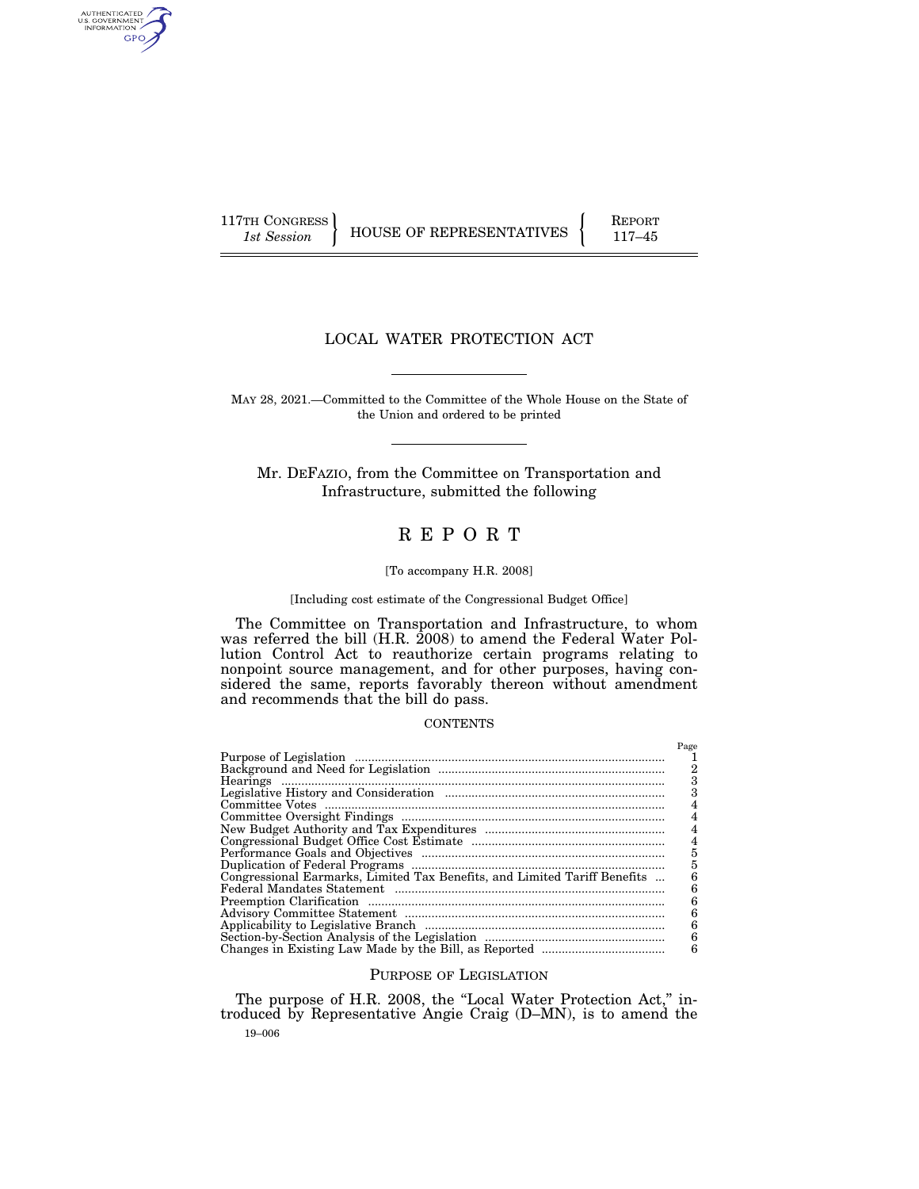117TH CONGRESS
*1st Session*

HOUSE OF REPRESENTATIVES

REPORT
117–45

# LOCAL WATER PROTECTION ACT

MAY 28, 2021.—Committed to the Committee of the Whole House on the State of the Union and ordered to be printed

Mr. DEFAZIO, from the Committee on Transportation and Infrastructure, submitted the following

# R E P O R T

[To accompany H.R. 2008]

[Including cost estimate of the Congressional Budget Office]

The Committee on Transportation and Infrastructure, to whom was referred the bill (H.R. 2008) to amend the Federal Water Pollution Control Act to reauthorize certain programs relating to nonpoint source management, and for other purposes, having considered the same, reports favorably thereon without amendment and recommends that the bill do pass.

CONTENTS

| | Page |
|---|---|
| Purpose of Legislation | 1 |
| Background and Need for Legislation | 2 |
| Hearings | 3 |
| Legislative History and Consideration | 3 |
| Committee Votes | 4 |
| Committee Oversight Findings | 4 |
| New Budget Authority and Tax Expenditures | 4 |
| Congressional Budget Office Cost Estimate | 4 |
| Performance Goals and Objectives | 5 |
| Duplication of Federal Programs | 5 |
| Congressional Earmarks, Limited Tax Benefits, and Limited Tariff Benefits | 6 |
| Federal Mandates Statement | 6 |
| Preemption Clarification | 6 |
| Advisory Committee Statement | 6 |
| Applicability to Legislative Branch | 6 |
| Section-by-Section Analysis of the Legislation | 6 |
| Changes in Existing Law Made by the Bill, as Reported | 6 |

## PURPOSE OF LEGISLATION

The purpose of H.R. 2008, the "Local Water Protection Act," introduced by Representative Angie Craig (D–MN), is to amend the

19–006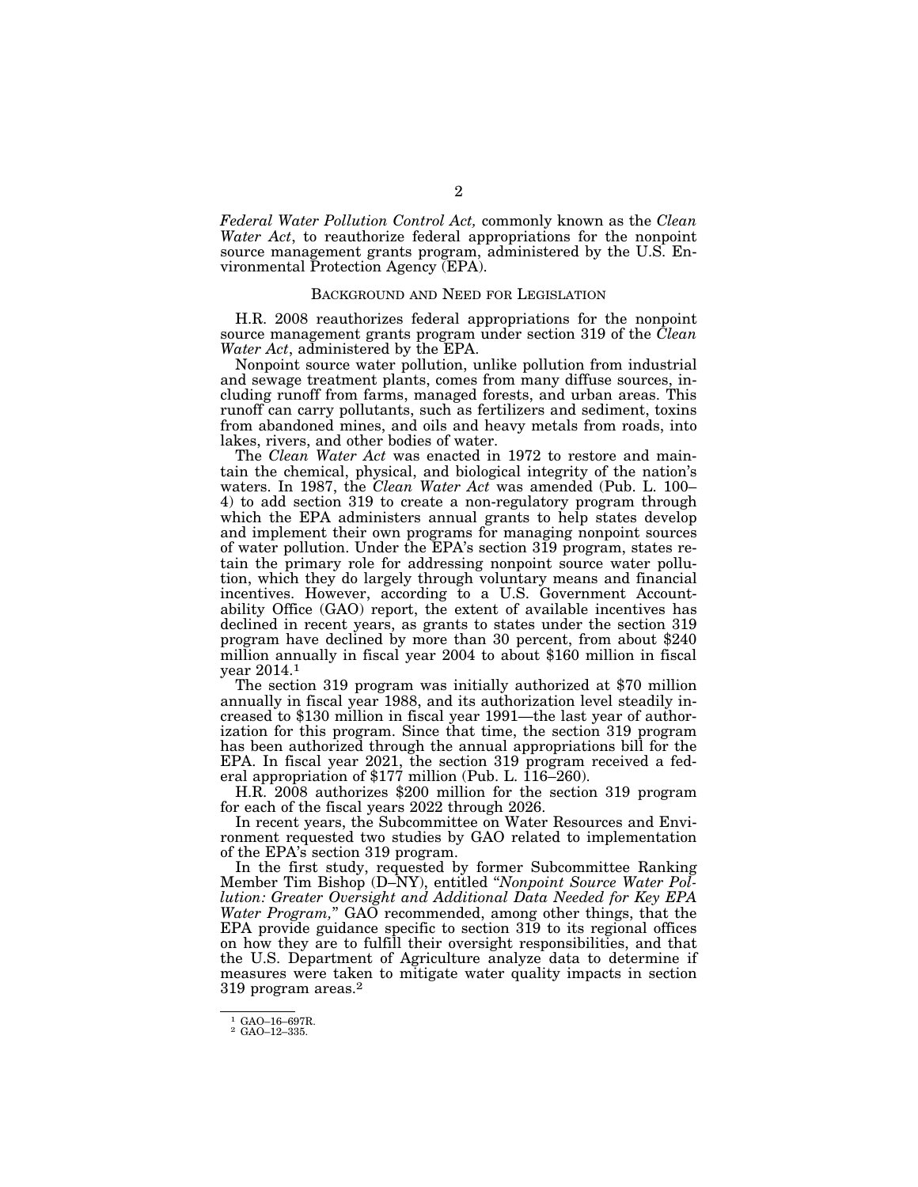*Federal Water Pollution Control Act,* commonly known as the *Clean Water Act*, to reauthorize federal appropriations for the nonpoint source management grants program, administered by the U.S. Environmental Protection Agency (EPA).

## Background and Need for Legislation

H.R. 2008 reauthorizes federal appropriations for the nonpoint source management grants program under section 319 of the *Clean Water Act*, administered by the EPA.

Nonpoint source water pollution, unlike pollution from industrial and sewage treatment plants, comes from many diffuse sources, including runoff from farms, managed forests, and urban areas. This runoff can carry pollutants, such as fertilizers and sediment, toxins from abandoned mines, and oils and heavy metals from roads, into lakes, rivers, and other bodies of water.

The *Clean Water Act* was enacted in 1972 to restore and maintain the chemical, physical, and biological integrity of the nation's waters. In 1987, the *Clean Water Act* was amended (Pub. L. 100–4) to add section 319 to create a non-regulatory program through which the EPA administers annual grants to help states develop and implement their own programs for managing nonpoint sources of water pollution. Under the EPA's section 319 program, states retain the primary role for addressing nonpoint source water pollution, which they do largely through voluntary means and financial incentives. However, according to a U.S. Government Accountability Office (GAO) report, the extent of available incentives has declined in recent years, as grants to states under the section 319 program have declined by more than 30 percent, from about $240 million annually in fiscal year 2004 to about $160 million in fiscal year 2014.[1]

The section 319 program was initially authorized at $70 million annually in fiscal year 1988, and its authorization level steadily increased to $130 million in fiscal year 1991—the last year of authorization for this program. Since that time, the section 319 program has been authorized through the annual appropriations bill for the EPA. In fiscal year 2021, the section 319 program received a federal appropriation of $177 million (Pub. L. 116–260).

H.R. 2008 authorizes $200 million for the section 319 program for each of the fiscal years 2022 through 2026.

In recent years, the Subcommittee on Water Resources and Environment requested two studies by GAO related to implementation of the EPA's section 319 program.

In the first study, requested by former Subcommittee Ranking Member Tim Bishop (D–NY), entitled "*Nonpoint Source Water Pollution: Greater Oversight and Additional Data Needed for Key EPA Water Program,*" GAO recommended, among other things, that the EPA provide guidance specific to section 319 to its regional offices on how they are to fulfill their oversight responsibilities, and that the U.S. Department of Agriculture analyze data to determine if measures were taken to mitigate water quality impacts in section 319 program areas.[2]

---

[1] GAO–16–697R.
[2] GAO–12–335.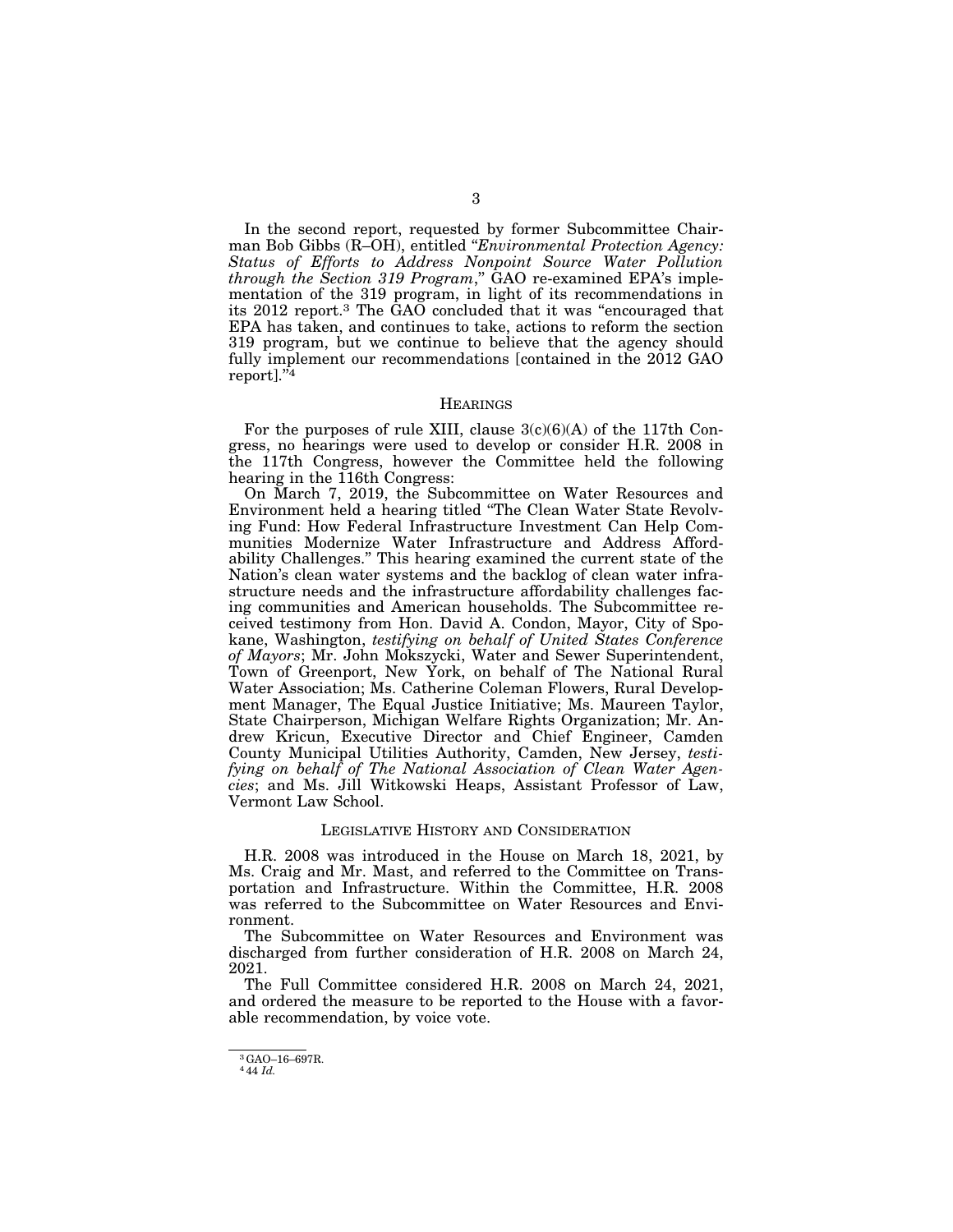In the second report, requested by former Subcommittee Chairman Bob Gibbs (R–OH), entitled "*Environmental Protection Agency: Status of Efforts to Address Nonpoint Source Water Pollution through the Section 319 Program*," GAO re-examined EPA's implementation of the 319 program, in light of its recommendations in its 2012 report.[3] The GAO concluded that it was "encouraged that EPA has taken, and continues to take, actions to reform the section 319 program, but we continue to believe that the agency should fully implement our recommendations [contained in the 2012 GAO report]."[4]

## HEARINGS

For the purposes of rule XIII, clause 3(c)(6)(A) of the 117th Congress, no hearings were used to develop or consider H.R. 2008 in the 117th Congress, however the Committee held the following hearing in the 116th Congress:

On March 7, 2019, the Subcommittee on Water Resources and Environment held a hearing titled "The Clean Water State Revolving Fund: How Federal Infrastructure Investment Can Help Communities Modernize Water Infrastructure and Address Affordability Challenges." This hearing examined the current state of the Nation's clean water systems and the backlog of clean water infrastructure needs and the infrastructure affordability challenges facing communities and American households. The Subcommittee received testimony from Hon. David A. Condon, Mayor, City of Spokane, Washington, *testifying on behalf of United States Conference of Mayors*; Mr. John Mokszycki, Water and Sewer Superintendent, Town of Greenport, New York, on behalf of The National Rural Water Association; Ms. Catherine Coleman Flowers, Rural Development Manager, The Equal Justice Initiative; Ms. Maureen Taylor, State Chairperson, Michigan Welfare Rights Organization; Mr. Andrew Kricun, Executive Director and Chief Engineer, Camden County Municipal Utilities Authority, Camden, New Jersey, *testifying on behalf of The National Association of Clean Water Agencies*; and Ms. Jill Witkowski Heaps, Assistant Professor of Law, Vermont Law School.

## LEGISLATIVE HISTORY AND CONSIDERATION

H.R. 2008 was introduced in the House on March 18, 2021, by Ms. Craig and Mr. Mast, and referred to the Committee on Transportation and Infrastructure. Within the Committee, H.R. 2008 was referred to the Subcommittee on Water Resources and Environment.

The Subcommittee on Water Resources and Environment was discharged from further consideration of H.R. 2008 on March 24, 2021.

The Full Committee considered H.R. 2008 on March 24, 2021, and ordered the measure to be reported to the House with a favorable recommendation, by voice vote.

---

[3] GAO–16–697R.

[4] 44 *Id.*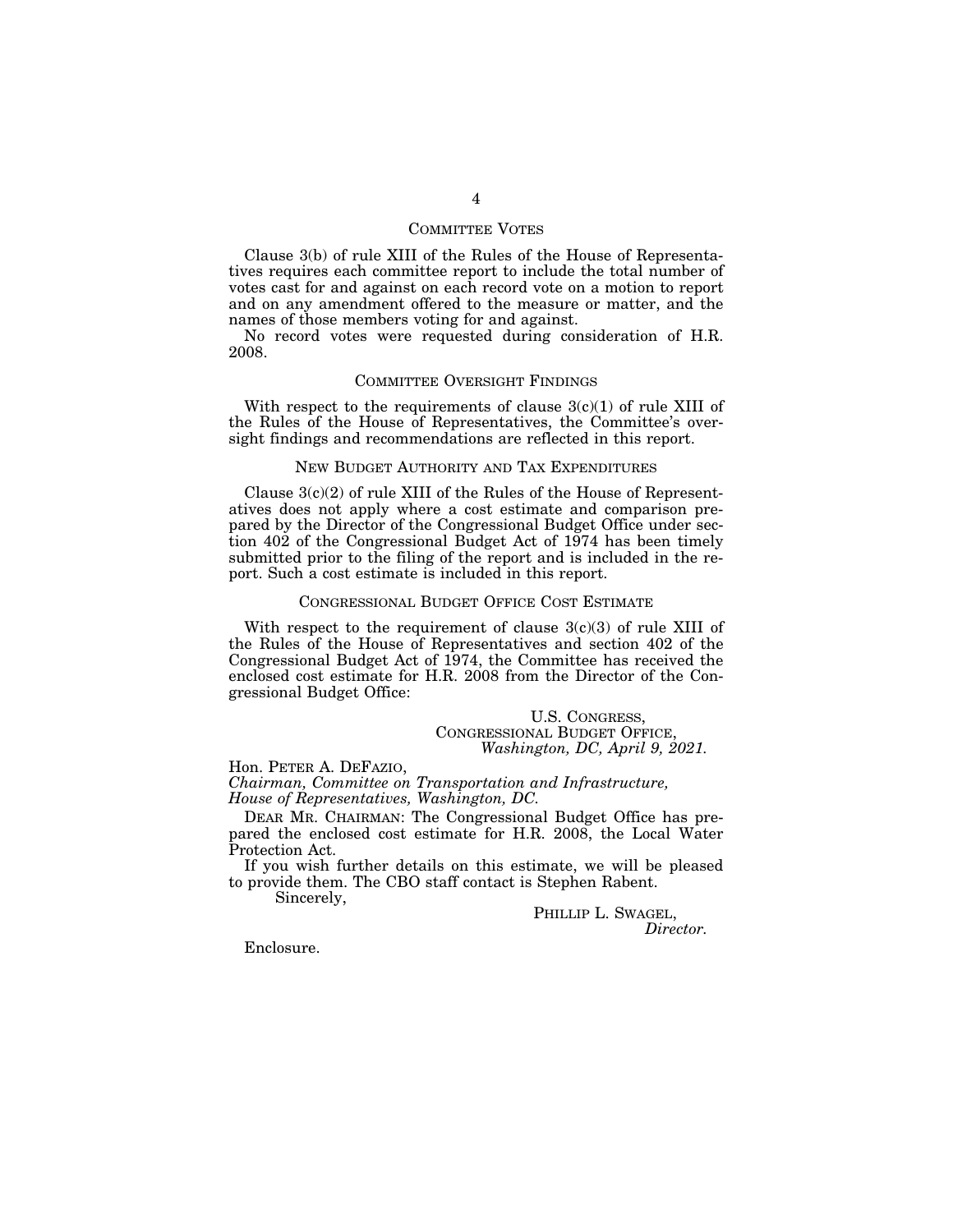## COMMITTEE VOTES

Clause 3(b) of rule XIII of the Rules of the House of Representatives requires each committee report to include the total number of votes cast for and against on each record vote on a motion to report and on any amendment offered to the measure or matter, and the names of those members voting for and against.

No record votes were requested during consideration of H.R. 2008.

## COMMITTEE OVERSIGHT FINDINGS

With respect to the requirements of clause 3(c)(1) of rule XIII of the Rules of the House of Representatives, the Committee's oversight findings and recommendations are reflected in this report.

## NEW BUDGET AUTHORITY AND TAX EXPENDITURES

Clause 3(c)(2) of rule XIII of the Rules of the House of Representatives does not apply where a cost estimate and comparison prepared by the Director of the Congressional Budget Office under section 402 of the Congressional Budget Act of 1974 has been timely submitted prior to the filing of the report and is included in the report. Such a cost estimate is included in this report.

## CONGRESSIONAL BUDGET OFFICE COST ESTIMATE

With respect to the requirement of clause 3(c)(3) of rule XIII of the Rules of the House of Representatives and section 402 of the Congressional Budget Act of 1974, the Committee has received the enclosed cost estimate for H.R. 2008 from the Director of the Congressional Budget Office:

U.S. CONGRESS,
CONGRESSIONAL BUDGET OFFICE,
*Washington, DC, April 9, 2021.*

Hon. PETER A. DEFAZIO,
*Chairman, Committee on Transportation and Infrastructure, House of Representatives, Washington, DC.*

DEAR MR. CHAIRMAN: The Congressional Budget Office has prepared the enclosed cost estimate for H.R. 2008, the Local Water Protection Act.

If you wish further details on this estimate, we will be pleased to provide them. The CBO staff contact is Stephen Rabent.

Sincerely,

PHILLIP L. SWAGEL,
*Director.*

Enclosure.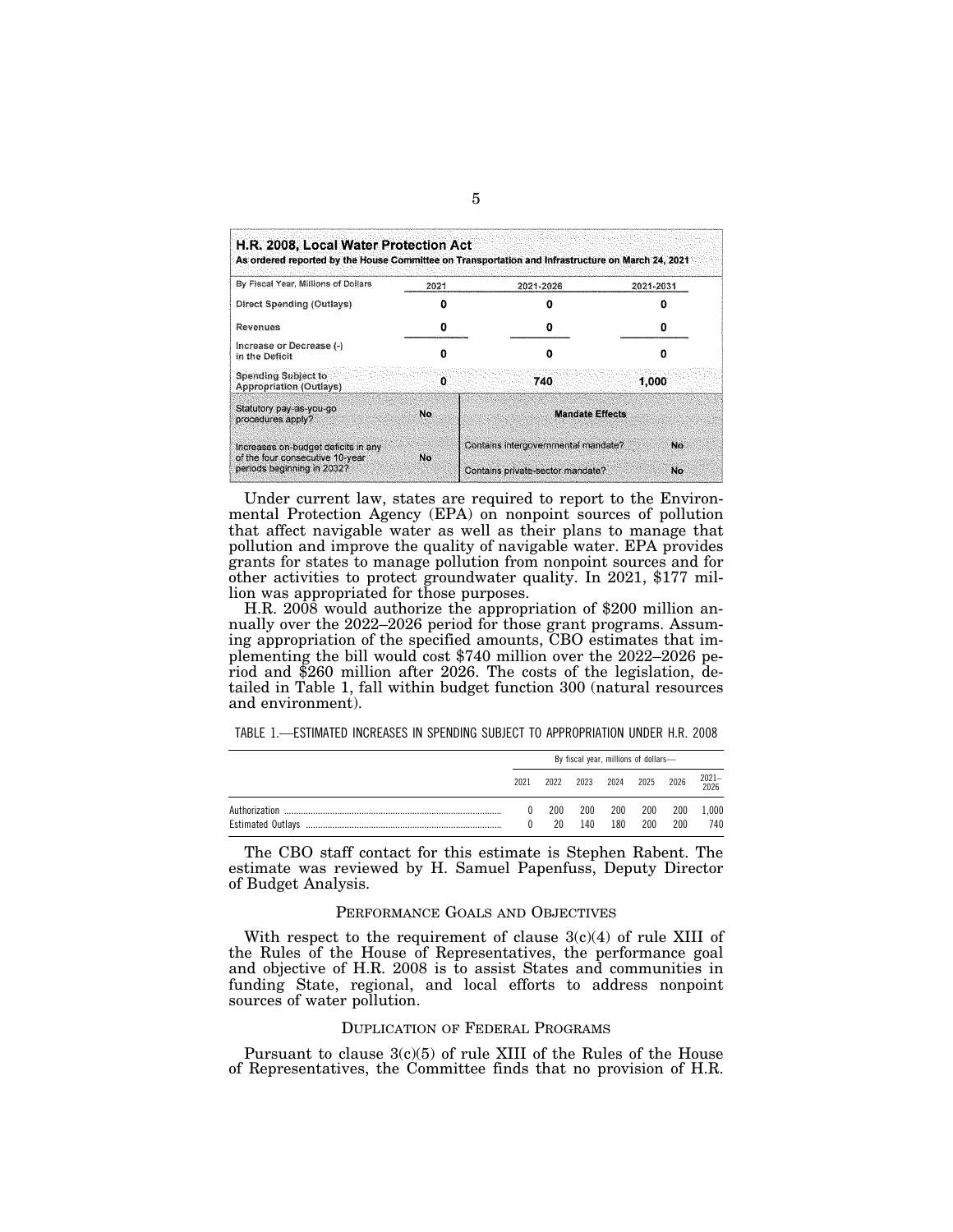**H.R. 2008, Local Water Protection Act**
**As ordered reported by the House Committee on Transportation and Infrastructure on March 24, 2021**

| By Fiscal Year, Millions of Dollars | 2021 | 2021-2026 | 2021-2031 |
|---|---|---|---|
| Direct Spending (Outlays) | 0 | 0 | 0 |
| Revenues | 0 | 0 | 0 |
| Increase or Decrease (-) in the Deficit | 0 | 0 | 0 |
| Spending Subject to Appropriation (Outlays) | 0 | 740 | 1,000 |

| | | Mandate Effects | |
|---|---|---|---|
| Statutory pay-as-you-go procedures apply? | No | | |
| Increases on-budget deficits in any of the four consecutive 10-year periods beginning in 2032? | No | Contains intergovernmental mandate? | No |
| | | Contains private-sector mandate? | No |

Under current law, states are required to report to the Environmental Protection Agency (EPA) on nonpoint sources of pollution that affect navigable water as well as their plans to manage that pollution and improve the quality of navigable water. EPA provides grants for states to manage pollution from nonpoint sources and for other activities to protect groundwater quality. In 2021, $177 million was appropriated for those purposes.

H.R. 2008 would authorize the appropriation of $200 million annually over the 2022–2026 period for those grant programs. Assuming appropriation of the specified amounts, CBO estimates that implementing the bill would cost $740 million over the 2022–2026 period and $260 million after 2026. The costs of the legislation, detailed in Table 1, fall within budget function 300 (natural resources and environment).

TABLE 1.—ESTIMATED INCREASES IN SPENDING SUBJECT TO APPROPRIATION UNDER H.R. 2008

| | By fiscal year, millions of dollars— | | | | | | |
|---|---|---|---|---|---|---|---|
| | 2021 | 2022 | 2023 | 2024 | 2025 | 2026 | 2021–2026 |
| Authorization | 0 | 200 | 200 | 200 | 200 | 200 | 1,000 |
| Estimated Outlays | 0 | 20 | 140 | 180 | 200 | 200 | 740 |

The CBO staff contact for this estimate is Stephen Rabent. The estimate was reviewed by H. Samuel Papenfuss, Deputy Director of Budget Analysis.

## PERFORMANCE GOALS AND OBJECTIVES

With respect to the requirement of clause 3(c)(4) of rule XIII of the Rules of the House of Representatives, the performance goal and objective of H.R. 2008 is to assist States and communities in funding State, regional, and local efforts to address nonpoint sources of water pollution.

## DUPLICATION OF FEDERAL PROGRAMS

Pursuant to clause 3(c)(5) of rule XIII of the Rules of the House of Representatives, the Committee finds that no provision of H.R.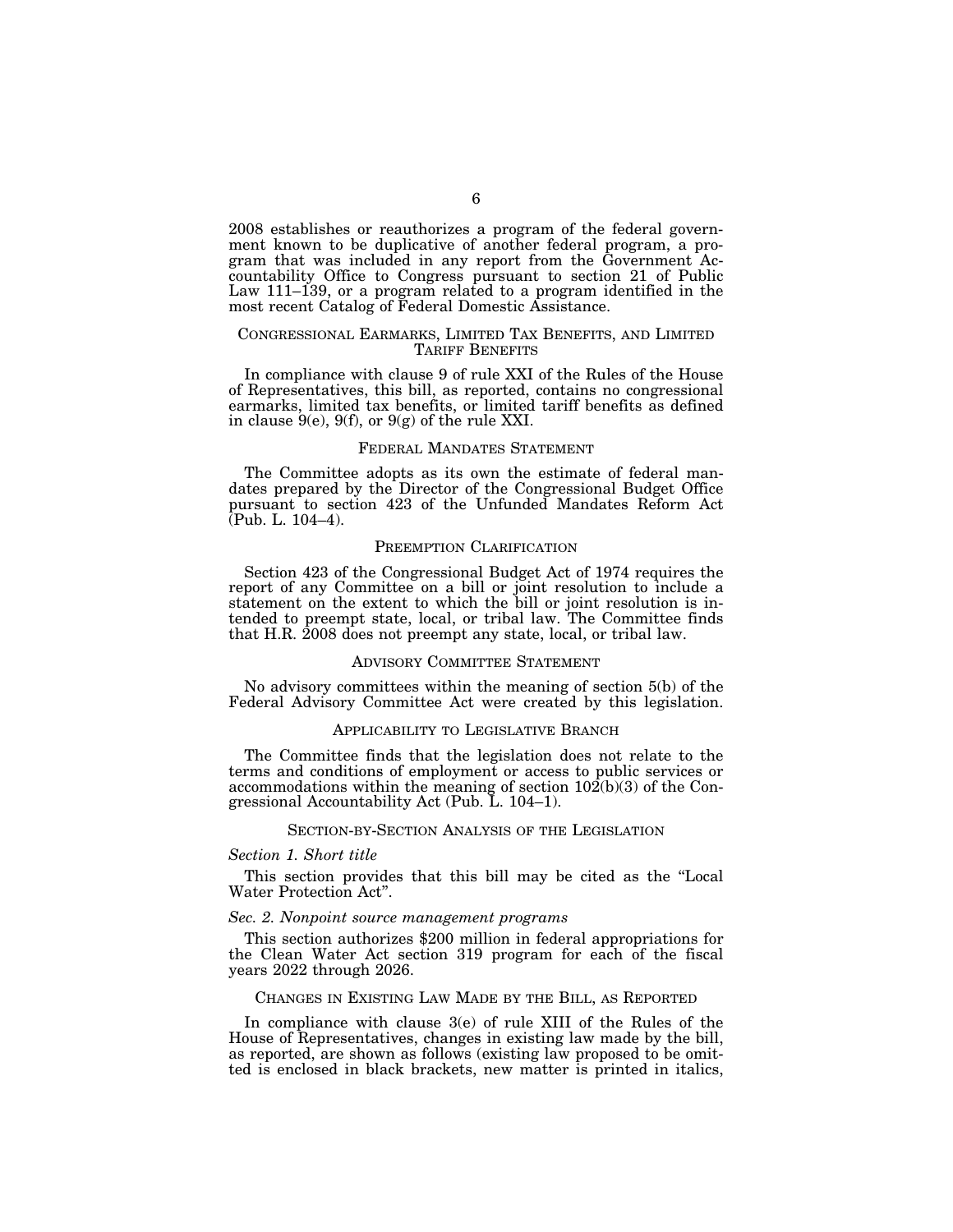2008 establishes or reauthorizes a program of the federal government known to be duplicative of another federal program, a program that was included in any report from the Government Accountability Office to Congress pursuant to section 21 of Public Law 111–139, or a program related to a program identified in the most recent Catalog of Federal Domestic Assistance.

## CONGRESSIONAL EARMARKS, LIMITED TAX BENEFITS, AND LIMITED TARIFF BENEFITS

In compliance with clause 9 of rule XXI of the Rules of the House of Representatives, this bill, as reported, contains no congressional earmarks, limited tax benefits, or limited tariff benefits as defined in clause 9(e), 9(f), or 9(g) of the rule XXI.

## FEDERAL MANDATES STATEMENT

The Committee adopts as its own the estimate of federal mandates prepared by the Director of the Congressional Budget Office pursuant to section 423 of the Unfunded Mandates Reform Act (Pub. L. 104–4).

## PREEMPTION CLARIFICATION

Section 423 of the Congressional Budget Act of 1974 requires the report of any Committee on a bill or joint resolution to include a statement on the extent to which the bill or joint resolution is intended to preempt state, local, or tribal law. The Committee finds that H.R. 2008 does not preempt any state, local, or tribal law.

## ADVISORY COMMITTEE STATEMENT

No advisory committees within the meaning of section 5(b) of the Federal Advisory Committee Act were created by this legislation.

## APPLICABILITY TO LEGISLATIVE BRANCH

The Committee finds that the legislation does not relate to the terms and conditions of employment or access to public services or accommodations within the meaning of section 102(b)(3) of the Congressional Accountability Act (Pub. L. 104–1).

## SECTION-BY-SECTION ANALYSIS OF THE LEGISLATION

### *Section 1. Short title*

This section provides that this bill may be cited as the "Local Water Protection Act".

### *Sec. 2. Nonpoint source management programs*

This section authorizes $200 million in federal appropriations for the Clean Water Act section 319 program for each of the fiscal years 2022 through 2026.

## CHANGES IN EXISTING LAW MADE BY THE BILL, AS REPORTED

In compliance with clause 3(e) of rule XIII of the Rules of the House of Representatives, changes in existing law made by the bill, as reported, are shown as follows (existing law proposed to be omitted is enclosed in black brackets, new matter is printed in italics,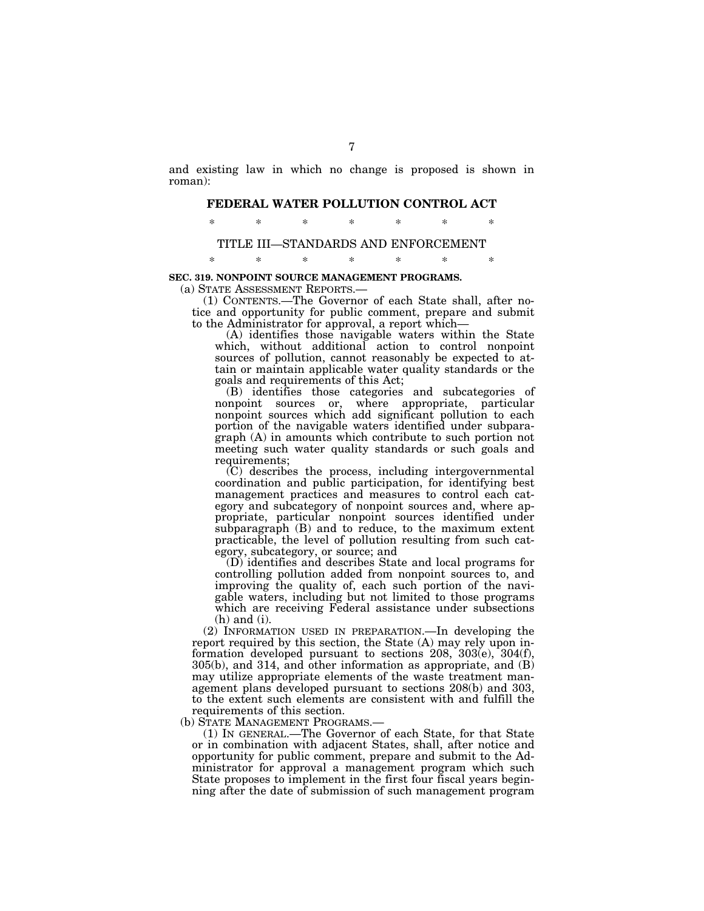and existing law in which no change is proposed is shown in roman):

## FEDERAL WATER POLLUTION CONTROL ACT

\* \* \* \* \* \* \*

### TITLE III—STANDARDS AND ENFORCEMENT

\* \* \* \* \* \* \*

**SEC. 319. NONPOINT SOURCE MANAGEMENT PROGRAMS.**

(a) STATE ASSESSMENT REPORTS.—

(1) CONTENTS.—The Governor of each State shall, after notice and opportunity for public comment, prepare and submit to the Administrator for approval, a report which—

(A) identifies those navigable waters within the State which, without additional action to control nonpoint sources of pollution, cannot reasonably be expected to attain or maintain applicable water quality standards or the goals and requirements of this Act;

(B) identifies those categories and subcategories of nonpoint sources or, where appropriate, particular nonpoint sources which add significant pollution to each portion of the navigable waters identified under subparagraph (A) in amounts which contribute to such portion not meeting such water quality standards or such goals and requirements;

(C) describes the process, including intergovernmental coordination and public participation, for identifying best management practices and measures to control each category and subcategory of nonpoint sources and, where appropriate, particular nonpoint sources identified under subparagraph (B) and to reduce, to the maximum extent practicable, the level of pollution resulting from such category, subcategory, or source; and

(D) identifies and describes State and local programs for controlling pollution added from nonpoint sources to, and improving the quality of, each such portion of the navigable waters, including but not limited to those programs which are receiving Federal assistance under subsections (h) and (i).

(2) INFORMATION USED IN PREPARATION.—In developing the report required by this section, the State (A) may rely upon information developed pursuant to sections 208, 303(e), 304(f), 305(b), and 314, and other information as appropriate, and (B) may utilize appropriate elements of the waste treatment management plans developed pursuant to sections 208(b) and 303, to the extent such elements are consistent with and fulfill the requirements of this section.

(b) STATE MANAGEMENT PROGRAMS.—

(1) IN GENERAL.—The Governor of each State, for that State or in combination with adjacent States, shall, after notice and opportunity for public comment, prepare and submit to the Administrator for approval a management program which such State proposes to implement in the first four fiscal years beginning after the date of submission of such management program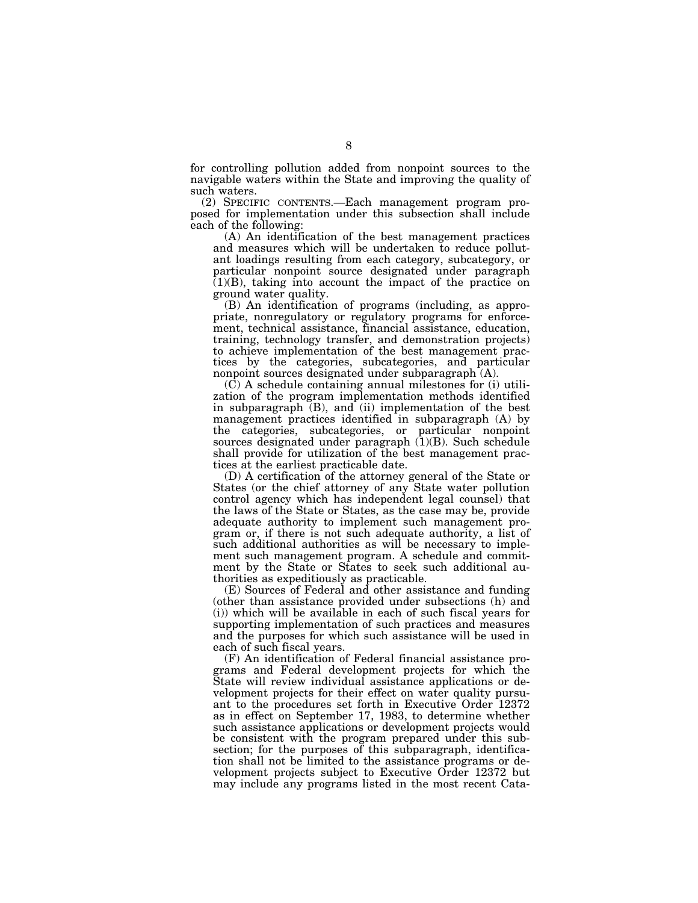for controlling pollution added from nonpoint sources to the navigable waters within the State and improving the quality of such waters.

(2) SPECIFIC CONTENTS.—Each management program proposed for implementation under this subsection shall include each of the following:

(A) An identification of the best management practices and measures which will be undertaken to reduce pollutant loadings resulting from each category, subcategory, or particular nonpoint source designated under paragraph (1)(B), taking into account the impact of the practice on ground water quality.

(B) An identification of programs (including, as appropriate, nonregulatory or regulatory programs for enforcement, technical assistance, financial assistance, education, training, technology transfer, and demonstration projects) to achieve implementation of the best management practices by the categories, subcategories, and particular nonpoint sources designated under subparagraph (A).

(C) A schedule containing annual milestones for (i) utilization of the program implementation methods identified in subparagraph (B), and (ii) implementation of the best management practices identified in subparagraph (A) by the categories, subcategories, or particular nonpoint sources designated under paragraph (1)(B). Such schedule shall provide for utilization of the best management practices at the earliest practicable date.

(D) A certification of the attorney general of the State or States (or the chief attorney of any State water pollution control agency which has independent legal counsel) that the laws of the State or States, as the case may be, provide adequate authority to implement such management program or, if there is not such adequate authority, a list of such additional authorities as will be necessary to implement such management program. A schedule and commitment by the State or States to seek such additional authorities as expeditiously as practicable.

(E) Sources of Federal and other assistance and funding (other than assistance provided under subsections (h) and (i)) which will be available in each of such fiscal years for supporting implementation of such practices and measures and the purposes for which such assistance will be used in each of such fiscal years.

(F) An identification of Federal financial assistance programs and Federal development projects for which the State will review individual assistance applications or development projects for their effect on water quality pursuant to the procedures set forth in Executive Order 12372 as in effect on September 17, 1983, to determine whether such assistance applications or development projects would be consistent with the program prepared under this subsection; for the purposes of this subparagraph, identification shall not be limited to the assistance programs or development projects subject to Executive Order 12372 but may include any programs listed in the most recent Cata-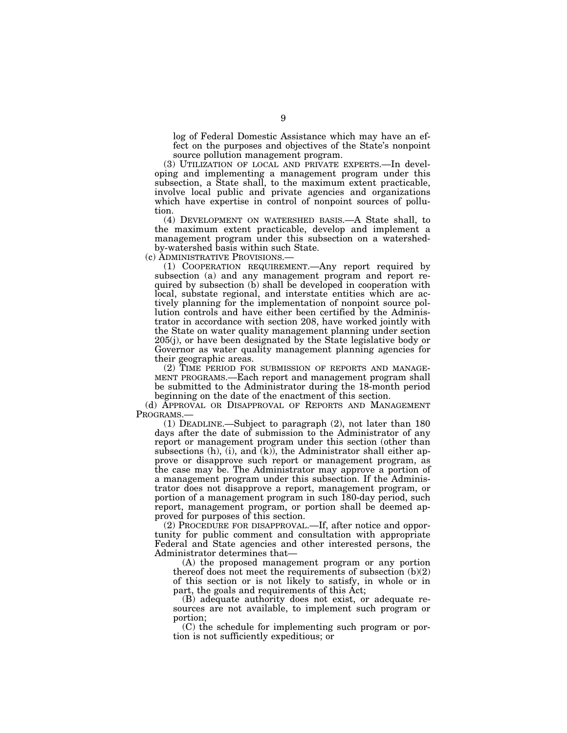log of Federal Domestic Assistance which may have an effect on the purposes and objectives of the State's nonpoint source pollution management program.

(3) UTILIZATION OF LOCAL AND PRIVATE EXPERTS.—In developing and implementing a management program under this subsection, a State shall, to the maximum extent practicable, involve local public and private agencies and organizations which have expertise in control of nonpoint sources of pollution.

(4) DEVELOPMENT ON WATERSHED BASIS.—A State shall, to the maximum extent practicable, develop and implement a management program under this subsection on a watershed-by-watershed basis within such State.

(c) ADMINISTRATIVE PROVISIONS.—

(1) COOPERATION REQUIREMENT.—Any report required by subsection (a) and any management program and report required by subsection (b) shall be developed in cooperation with local, substate regional, and interstate entities which are actively planning for the implementation of nonpoint source pollution controls and have either been certified by the Administrator in accordance with section 208, have worked jointly with the State on water quality management planning under section 205(j), or have been designated by the State legislative body or Governor as water quality management planning agencies for their geographic areas.

(2) TIME PERIOD FOR SUBMISSION OF REPORTS AND MANAGEMENT PROGRAMS.—Each report and management program shall be submitted to the Administrator during the 18-month period beginning on the date of the enactment of this section.

(d) APPROVAL OR DISAPPROVAL OF REPORTS AND MANAGEMENT PROGRAMS.—

(1) DEADLINE.—Subject to paragraph (2), not later than 180 days after the date of submission to the Administrator of any report or management program under this section (other than subsections (h), (i), and (k)), the Administrator shall either approve or disapprove such report or management program, as the case may be. The Administrator may approve a portion of a management program under this subsection. If the Administrator does not disapprove a report, management program, or portion of a management program in such 180-day period, such report, management program, or portion shall be deemed approved for purposes of this section.

(2) PROCEDURE FOR DISAPPROVAL.—If, after notice and opportunity for public comment and consultation with appropriate Federal and State agencies and other interested persons, the Administrator determines that—

(A) the proposed management program or any portion thereof does not meet the requirements of subsection (b)(2) of this section or is not likely to satisfy, in whole or in part, the goals and requirements of this Act;

(B) adequate authority does not exist, or adequate resources are not available, to implement such program or portion;

(C) the schedule for implementing such program or portion is not sufficiently expeditious; or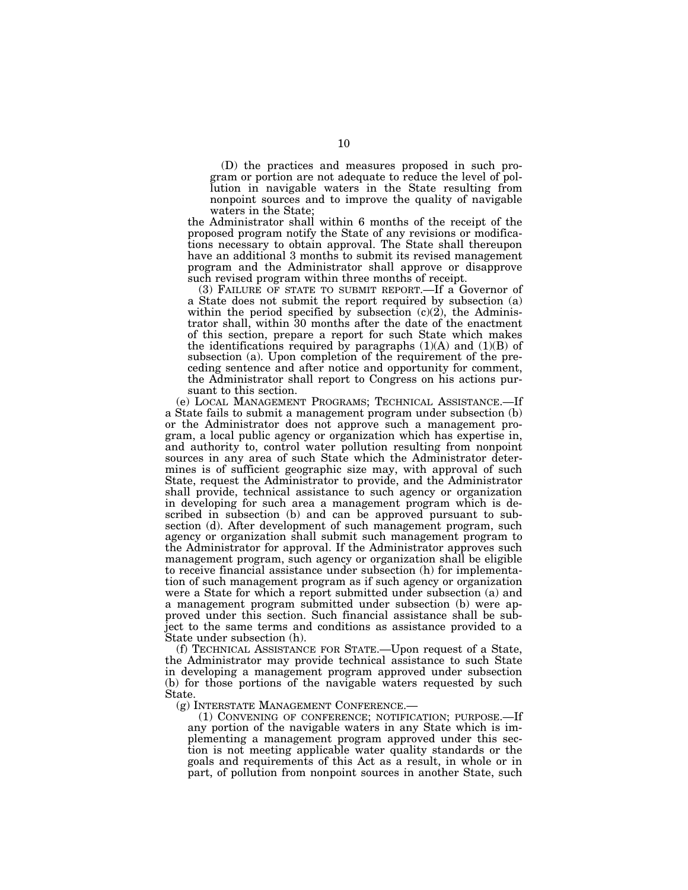(D) the practices and measures proposed in such program or portion are not adequate to reduce the level of pollution in navigable waters in the State resulting from nonpoint sources and to improve the quality of navigable waters in the State;

the Administrator shall within 6 months of the receipt of the proposed program notify the State of any revisions or modifications necessary to obtain approval. The State shall thereupon have an additional 3 months to submit its revised management program and the Administrator shall approve or disapprove such revised program within three months of receipt.

(3) FAILURE OF STATE TO SUBMIT REPORT.—If a Governor of a State does not submit the report required by subsection (a) within the period specified by subsection (c)(2), the Administrator shall, within 30 months after the date of the enactment of this section, prepare a report for such State which makes the identifications required by paragraphs (1)(A) and (1)(B) of subsection (a). Upon completion of the requirement of the preceding sentence and after notice and opportunity for comment, the Administrator shall report to Congress on his actions pursuant to this section.

(e) LOCAL MANAGEMENT PROGRAMS; TECHNICAL ASSISTANCE.—If a State fails to submit a management program under subsection (b) or the Administrator does not approve such a management program, a local public agency or organization which has expertise in, and authority to, control water pollution resulting from nonpoint sources in any area of such State which the Administrator determines is of sufficient geographic size may, with approval of such State, request the Administrator to provide, and the Administrator shall provide, technical assistance to such agency or organization in developing for such area a management program which is described in subsection (b) and can be approved pursuant to subsection (d). After development of such management program, such agency or organization shall submit such management program to the Administrator for approval. If the Administrator approves such management program, such agency or organization shall be eligible to receive financial assistance under subsection (h) for implementation of such management program as if such agency or organization were a State for which a report submitted under subsection (a) and a management program submitted under subsection (b) were approved under this section. Such financial assistance shall be subject to the same terms and conditions as assistance provided to a State under subsection (h).

(f) TECHNICAL ASSISTANCE FOR STATE.—Upon request of a State, the Administrator may provide technical assistance to such State in developing a management program approved under subsection (b) for those portions of the navigable waters requested by such State.

(g) INTERSTATE MANAGEMENT CONFERENCE.—

(1) CONVENING OF CONFERENCE; NOTIFICATION; PURPOSE.—If any portion of the navigable waters in any State which is implementing a management program approved under this section is not meeting applicable water quality standards or the goals and requirements of this Act as a result, in whole or in part, of pollution from nonpoint sources in another State, such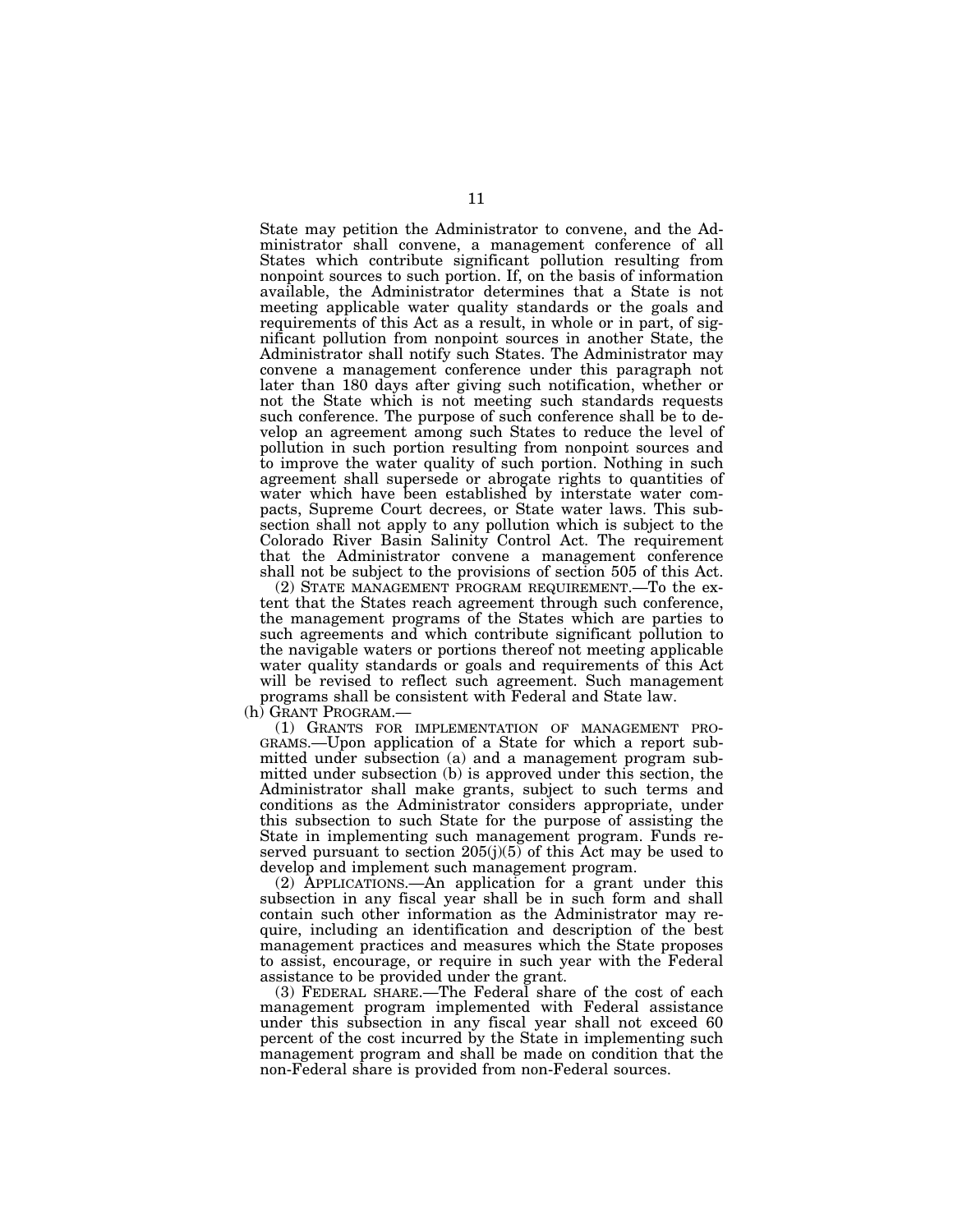State may petition the Administrator to convene, and the Administrator shall convene, a management conference of all States which contribute significant pollution resulting from nonpoint sources to such portion. If, on the basis of information available, the Administrator determines that a State is not meeting applicable water quality standards or the goals and requirements of this Act as a result, in whole or in part, of significant pollution from nonpoint sources in another State, the Administrator shall notify such States. The Administrator may convene a management conference under this paragraph not later than 180 days after giving such notification, whether or not the State which is not meeting such standards requests such conference. The purpose of such conference shall be to develop an agreement among such States to reduce the level of pollution in such portion resulting from nonpoint sources and to improve the water quality of such portion. Nothing in such agreement shall supersede or abrogate rights to quantities of water which have been established by interstate water compacts, Supreme Court decrees, or State water laws. This subsection shall not apply to any pollution which is subject to the Colorado River Basin Salinity Control Act. The requirement that the Administrator convene a management conference shall not be subject to the provisions of section 505 of this Act.

(2) STATE MANAGEMENT PROGRAM REQUIREMENT.—To the extent that the States reach agreement through such conference, the management programs of the States which are parties to such agreements and which contribute significant pollution to the navigable waters or portions thereof not meeting applicable water quality standards or goals and requirements of this Act will be revised to reflect such agreement. Such management programs shall be consistent with Federal and State law.

(h) GRANT PROGRAM.—

(1) GRANTS FOR IMPLEMENTATION OF MANAGEMENT PROGRAMS.—Upon application of a State for which a report submitted under subsection (a) and a management program submitted under subsection (b) is approved under this section, the Administrator shall make grants, subject to such terms and conditions as the Administrator considers appropriate, under this subsection to such State for the purpose of assisting the State in implementing such management program. Funds reserved pursuant to section 205(j)(5) of this Act may be used to develop and implement such management program.

(2) APPLICATIONS.—An application for a grant under this subsection in any fiscal year shall be in such form and shall contain such other information as the Administrator may require, including an identification and description of the best management practices and measures which the State proposes to assist, encourage, or require in such year with the Federal assistance to be provided under the grant.

(3) FEDERAL SHARE.—The Federal share of the cost of each management program implemented with Federal assistance under this subsection in any fiscal year shall not exceed 60 percent of the cost incurred by the State in implementing such management program and shall be made on condition that the non-Federal share is provided from non-Federal sources.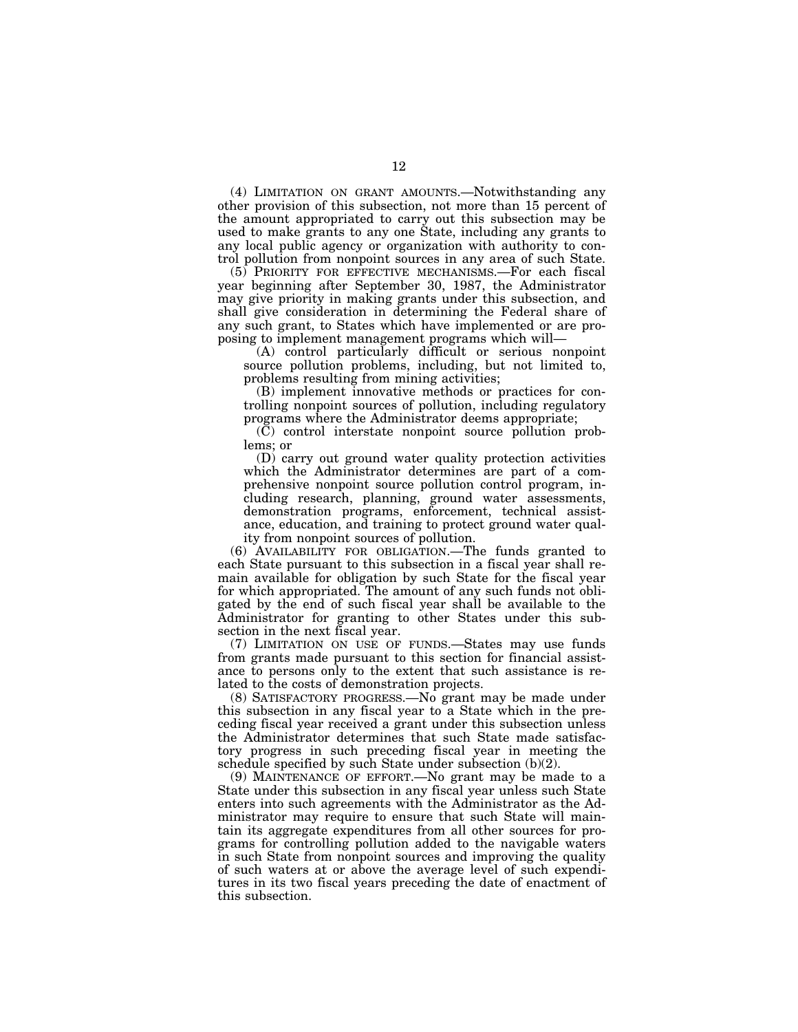(4) LIMITATION ON GRANT AMOUNTS.—Notwithstanding any other provision of this subsection, not more than 15 percent of the amount appropriated to carry out this subsection may be used to make grants to any one State, including any grants to any local public agency or organization with authority to control pollution from nonpoint sources in any area of such State.

(5) PRIORITY FOR EFFECTIVE MECHANISMS.—For each fiscal year beginning after September 30, 1987, the Administrator may give priority in making grants under this subsection, and shall give consideration in determining the Federal share of any such grant, to States which have implemented or are proposing to implement management programs which will—

(A) control particularly difficult or serious nonpoint source pollution problems, including, but not limited to, problems resulting from mining activities;

(B) implement innovative methods or practices for controlling nonpoint sources of pollution, including regulatory programs where the Administrator deems appropriate;

(C) control interstate nonpoint source pollution problems; or

(D) carry out ground water quality protection activities which the Administrator determines are part of a comprehensive nonpoint source pollution control program, including research, planning, ground water assessments, demonstration programs, enforcement, technical assistance, education, and training to protect ground water quality from nonpoint sources of pollution.

(6) AVAILABILITY FOR OBLIGATION.—The funds granted to each State pursuant to this subsection in a fiscal year shall remain available for obligation by such State for the fiscal year for which appropriated. The amount of any such funds not obligated by the end of such fiscal year shall be available to the Administrator for granting to other States under this subsection in the next fiscal year.

(7) LIMITATION ON USE OF FUNDS.—States may use funds from grants made pursuant to this section for financial assistance to persons only to the extent that such assistance is related to the costs of demonstration projects.

(8) SATISFACTORY PROGRESS.—No grant may be made under this subsection in any fiscal year to a State which in the preceding fiscal year received a grant under this subsection unless the Administrator determines that such State made satisfactory progress in such preceding fiscal year in meeting the schedule specified by such State under subsection (b)(2).

(9) MAINTENANCE OF EFFORT.—No grant may be made to a State under this subsection in any fiscal year unless such State enters into such agreements with the Administrator as the Administrator may require to ensure that such State will maintain its aggregate expenditures from all other sources for programs for controlling pollution added to the navigable waters in such State from nonpoint sources and improving the quality of such waters at or above the average level of such expenditures in its two fiscal years preceding the date of enactment of this subsection.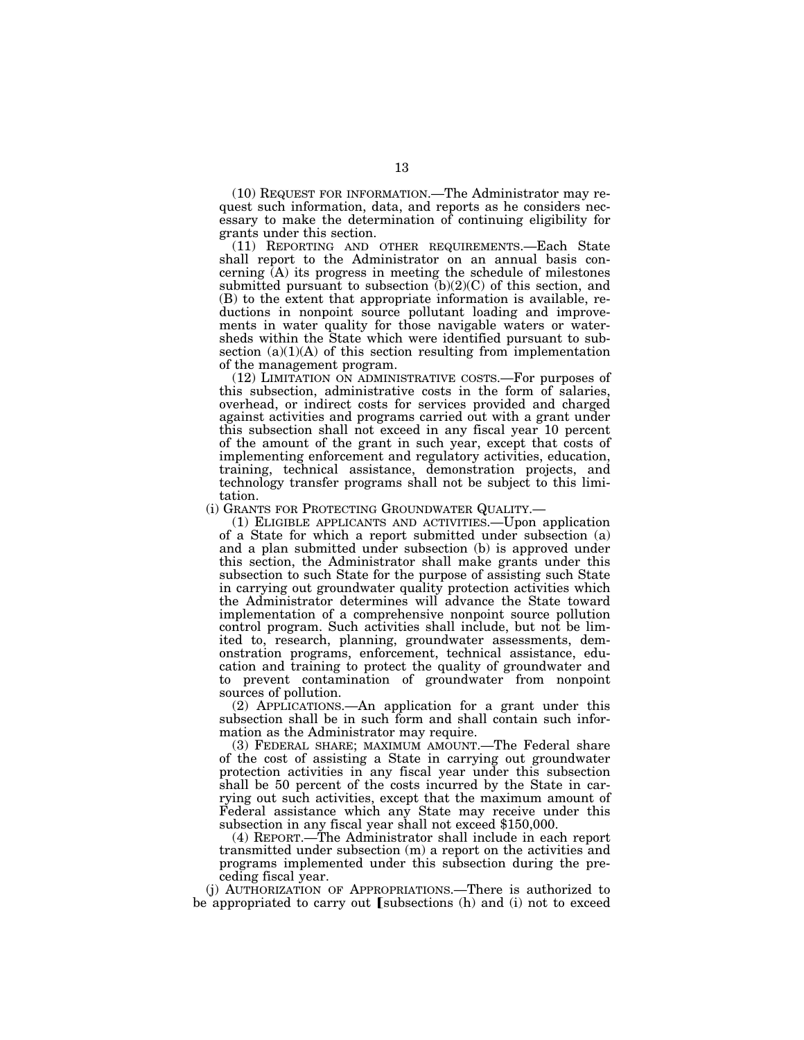(10) REQUEST FOR INFORMATION.—The Administrator may request such information, data, and reports as he considers necessary to make the determination of continuing eligibility for grants under this section.

(11) REPORTING AND OTHER REQUIREMENTS.—Each State shall report to the Administrator on an annual basis concerning (A) its progress in meeting the schedule of milestones submitted pursuant to subsection (b)(2)(C) of this section, and (B) to the extent that appropriate information is available, reductions in nonpoint source pollutant loading and improvements in water quality for those navigable waters or watersheds within the State which were identified pursuant to subsection (a)(1)(A) of this section resulting from implementation of the management program.

(12) LIMITATION ON ADMINISTRATIVE COSTS.—For purposes of this subsection, administrative costs in the form of salaries, overhead, or indirect costs for services provided and charged against activities and programs carried out with a grant under this subsection shall not exceed in any fiscal year 10 percent of the amount of the grant in such year, except that costs of implementing enforcement and regulatory activities, education, training, technical assistance, demonstration projects, and technology transfer programs shall not be subject to this limitation.

(i) GRANTS FOR PROTECTING GROUNDWATER QUALITY.—

(1) ELIGIBLE APPLICANTS AND ACTIVITIES.—Upon application of a State for which a report submitted under subsection (a) and a plan submitted under subsection (b) is approved under this section, the Administrator shall make grants under this subsection to such State for the purpose of assisting such State in carrying out groundwater quality protection activities which the Administrator determines will advance the State toward implementation of a comprehensive nonpoint source pollution control program. Such activities shall include, but not be limited to, research, planning, groundwater assessments, demonstration programs, enforcement, technical assistance, education and training to protect the quality of groundwater and to prevent contamination of groundwater from nonpoint sources of pollution.

(2) APPLICATIONS.—An application for a grant under this subsection shall be in such form and shall contain such information as the Administrator may require.

(3) FEDERAL SHARE; MAXIMUM AMOUNT.—The Federal share of the cost of assisting a State in carrying out groundwater protection activities in any fiscal year under this subsection shall be 50 percent of the costs incurred by the State in carrying out such activities, except that the maximum amount of Federal assistance which any State may receive under this subsection in any fiscal year shall not exceed $150,000.

(4) REPORT.—The Administrator shall include in each report transmitted under subsection (m) a report on the activities and programs implemented under this subsection during the preceding fiscal year.

(j) AUTHORIZATION OF APPROPRIATIONS.—There is authorized to be appropriated to carry out [subsections (h) and (i) not to exceed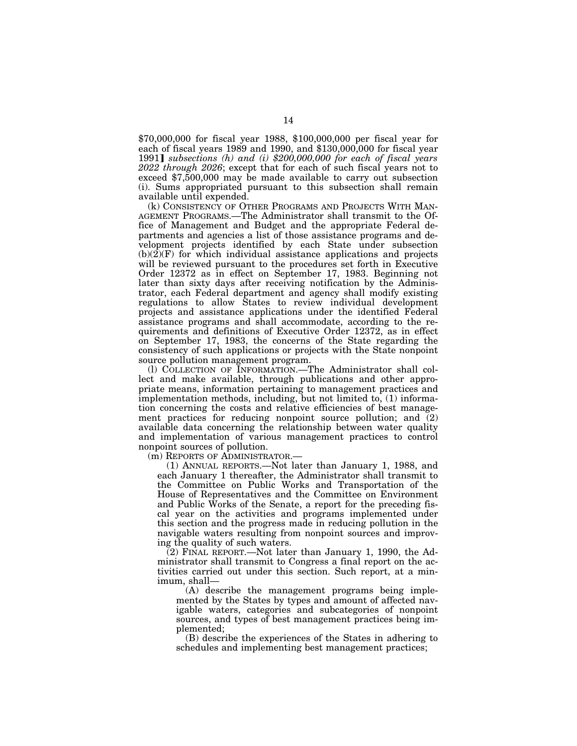$70,000,000 for fiscal year 1988, $100,000,000 per fiscal year for each of fiscal years 1989 and 1990, and $130,000,000 for fiscal year 1991】 *subsections (h) and (i) $200,000,000 for each of fiscal years 2022 through 2026*; except that for each of such fiscal years not to exceed $7,500,000 may be made available to carry out subsection (i). Sums appropriated pursuant to this subsection shall remain available until expended.

(k) CONSISTENCY OF OTHER PROGRAMS AND PROJECTS WITH MANAGEMENT PROGRAMS.—The Administrator shall transmit to the Office of Management and Budget and the appropriate Federal departments and agencies a list of those assistance programs and development projects identified by each State under subsection (b)(2)(F) for which individual assistance applications and projects will be reviewed pursuant to the procedures set forth in Executive Order 12372 as in effect on September 17, 1983. Beginning not later than sixty days after receiving notification by the Administrator, each Federal department and agency shall modify existing regulations to allow States to review individual development projects and assistance applications under the identified Federal assistance programs and shall accommodate, according to the requirements and definitions of Executive Order 12372, as in effect on September 17, 1983, the concerns of the State regarding the consistency of such applications or projects with the State nonpoint source pollution management program.

(l) COLLECTION OF INFORMATION.—The Administrator shall collect and make available, through publications and other appropriate means, information pertaining to management practices and implementation methods, including, but not limited to, (1) information concerning the costs and relative efficiencies of best management practices for reducing nonpoint source pollution; and (2) available data concerning the relationship between water quality and implementation of various management practices to control nonpoint sources of pollution.

(m) REPORTS OF ADMINISTRATOR.—

(1) ANNUAL REPORTS.—Not later than January 1, 1988, and each January 1 thereafter, the Administrator shall transmit to the Committee on Public Works and Transportation of the House of Representatives and the Committee on Environment and Public Works of the Senate, a report for the preceding fiscal year on the activities and programs implemented under this section and the progress made in reducing pollution in the navigable waters resulting from nonpoint sources and improving the quality of such waters.

(2) FINAL REPORT.—Not later than January 1, 1990, the Administrator shall transmit to Congress a final report on the activities carried out under this section. Such report, at a minimum, shall—

(A) describe the management programs being implemented by the States by types and amount of affected navigable waters, categories and subcategories of nonpoint sources, and types of best management practices being implemented;

(B) describe the experiences of the States in adhering to schedules and implementing best management practices;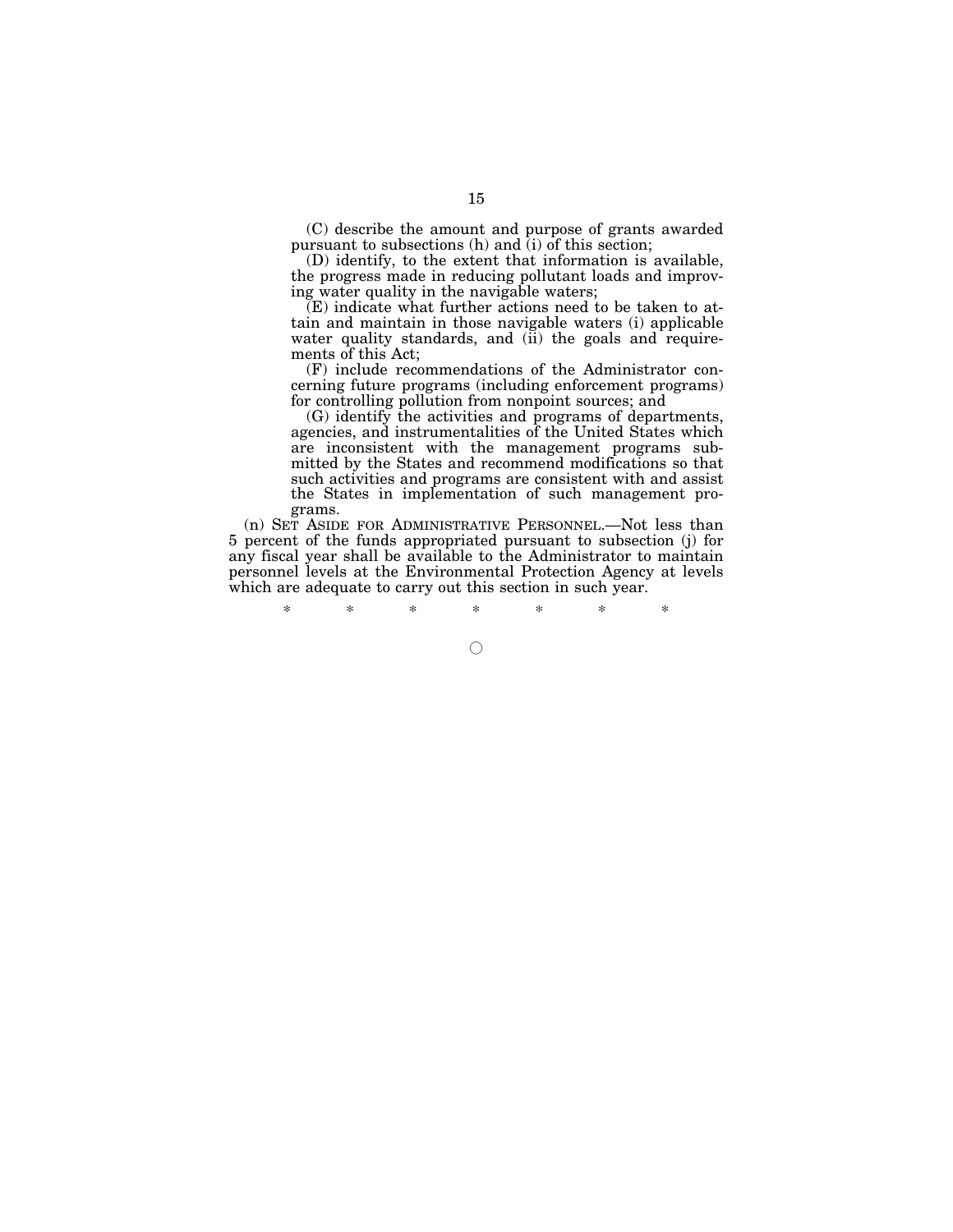(C) describe the amount and purpose of grants awarded pursuant to subsections (h) and (i) of this section;

(D) identify, to the extent that information is available, the progress made in reducing pollutant loads and improving water quality in the navigable waters;

(E) indicate what further actions need to be taken to attain and maintain in those navigable waters (i) applicable water quality standards, and (ii) the goals and requirements of this Act;

(F) include recommendations of the Administrator concerning future programs (including enforcement programs) for controlling pollution from nonpoint sources; and

(G) identify the activities and programs of departments, agencies, and instrumentalities of the United States which are inconsistent with the management programs submitted by the States and recommend modifications so that such activities and programs are consistent with and assist the States in implementation of such management programs.

(n) SET ASIDE FOR ADMINISTRATIVE PERSONNEL.—Not less than 5 percent of the funds appropriated pursuant to subsection (j) for any fiscal year shall be available to the Administrator to maintain personnel levels at the Environmental Protection Agency at levels which are adequate to carry out this section in such year.

\* \* \* \* \* \* \*

○